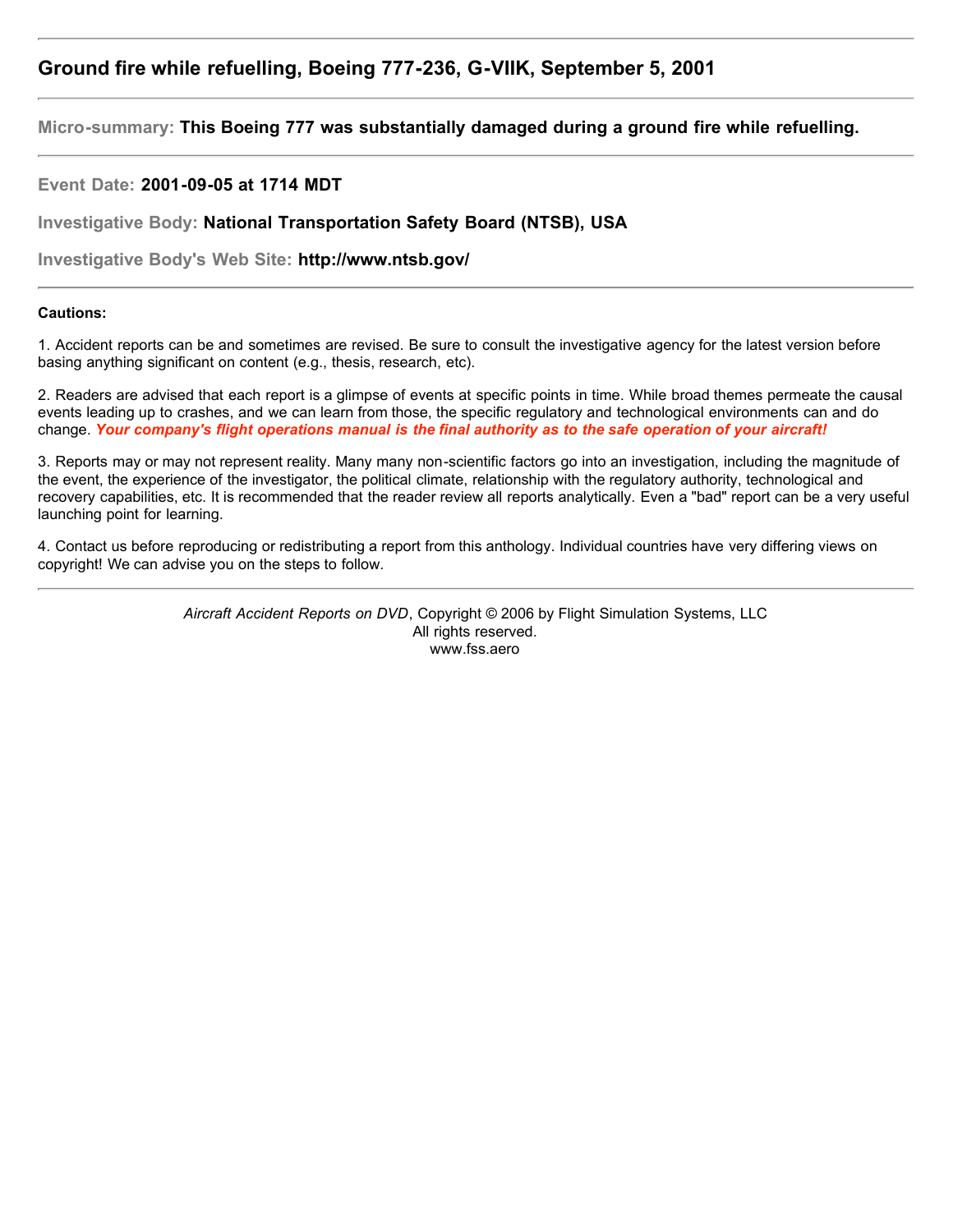# Ground fire while refuelling, Boeing 777-236, G-VIIK, September 5, 2001

---

**Micro-summary: This Boeing 777 was substantially damaged during a ground fire while refuelling.**

---

**Event Date: 2001-09-05 at 1714 MDT**

**Investigative Body: National Transportation Safety Board (NTSB), USA**

**Investigative Body's Web Site: http://www.ntsb.gov/**

---

**Cautions:**

1. Accident reports can be and sometimes are revised. Be sure to consult the investigative agency for the latest version before basing anything significant on content (e.g., thesis, research, etc).

2. Readers are advised that each report is a glimpse of events at specific points in time. While broad themes permeate the causal events leading up to crashes, and we can learn from those, the specific regulatory and technological environments can and do change. ***Your company's flight operations manual is the final authority as to the safe operation of your aircraft!***

3. Reports may or may not represent reality. Many many non-scientific factors go into an investigation, including the magnitude of the event, the experience of the investigator, the political climate, relationship with the regulatory authority, technological and recovery capabilities, etc. It is recommended that the reader review all reports analytically. Even a "bad" report can be a very useful launching point for learning.

4. Contact us before reproducing or redistributing a report from this anthology. Individual countries have very differing views on copyright! We can advise you on the steps to follow.

---

*Aircraft Accident Reports on DVD*, Copyright © 2006 by Flight Simulation Systems, LLC
All rights reserved.
www.fss.aero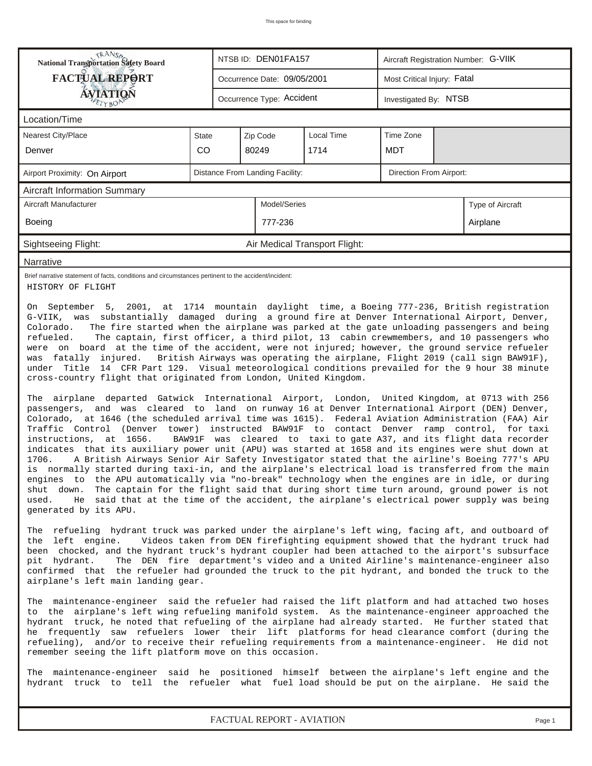This space for binding

| National Transportation Safety Board FACTUAL REPORT AVIATION | NTSB ID: DEN01FA157 | Aircraft Registration Number: G-VIIK |
|---|---|---|
| | Occurrence Date: 09/05/2001 | Most Critical Injury: Fatal |
| | Occurrence Type: Accident | Investigated By: NTSB |

## Location/Time

| Nearest City/Place | State | Zip Code | Local Time | Time Zone |
|---|---|---|---|---|
| Denver | CO | 80249 | 1714 | MDT |

| Airport Proximity: On Airport | Distance From Landing Facility: | Direction From Airport: |
|---|---|---|

## Aircraft Information Summary

| Aircraft Manufacturer | Model/Series | Type of Aircraft |
|---|---|---|
| Boeing | 777-236 | Airplane |

| Sightseeing Flight: | Air Medical Transport Flight: |
|---|---|

## Narrative

Brief narrative statement of facts, conditions and circumstances pertinent to the accident/incident:

HISTORY OF FLIGHT

On September 5, 2001, at 1714 mountain daylight time, a Boeing 777-236, British registration G-VIIK, was substantially damaged during a ground fire at Denver International Airport, Denver, Colorado. The fire started when the airplane was parked at the gate unloading passengers and being refueled. The captain, first officer, a third pilot, 13 cabin crewmembers, and 10 passengers who were on board at the time of the accident, were not injured; however, the ground service refueler was fatally injured. British Airways was operating the airplane, Flight 2019 (call sign BAW91F), under Title 14 CFR Part 129. Visual meteorological conditions prevailed for the 9 hour 38 minute cross-country flight that originated from London, United Kingdom.

The airplane departed Gatwick International Airport, London, United Kingdom, at 0713 with 256 passengers, and was cleared to land on runway 16 at Denver International Airport (DEN) Denver, Colorado, at 1646 (the scheduled arrival time was 1615). Federal Aviation Administration (FAA) Air Traffic Control (Denver tower) instructed BAW91F to contact Denver ramp control, for taxi instructions, at 1656. BAW91F was cleared to taxi to gate A37, and its flight data recorder indicates that its auxiliary power unit (APU) was started at 1658 and its engines were shut down at 1706. A British Airways Senior Air Safety Investigator stated that the airline's Boeing 777's APU is normally started during taxi-in, and the airplane's electrical load is transferred from the main engines to the APU automatically via "no-break" technology when the engines are in idle, or during shut down. The captain for the flight said that during short time turn around, ground power is not used. He said that at the time of the accident, the airplane's electrical power supply was being generated by its APU.

The refueling hydrant truck was parked under the airplane's left wing, facing aft, and outboard of the left engine. Videos taken from DEN firefighting equipment showed that the hydrant truck had been chocked, and the hydrant truck's hydrant coupler had been attached to the airport's subsurface pit hydrant. The DEN fire department's video and a United Airline's maintenance-engineer also confirmed that the refueler had grounded the truck to the pit hydrant, and bonded the truck to the airplane's left main landing gear.

The maintenance-engineer said the refueler had raised the lift platform and had attached two hoses to the airplane's left wing refueling manifold system. As the maintenance-engineer approached the hydrant truck, he noted that refueling of the airplane had already started. He further stated that he frequently saw refuelers lower their lift platforms for head clearance comfort (during the refueling), and/or to receive their refueling requirements from a maintenance-engineer. He did not remember seeing the lift platform move on this occasion.

The maintenance-engineer said he positioned himself between the airplane's left engine and the hydrant truck to tell the refueler what fuel load should be put on the airplane. He said the

FACTUAL REPORT - AVIATION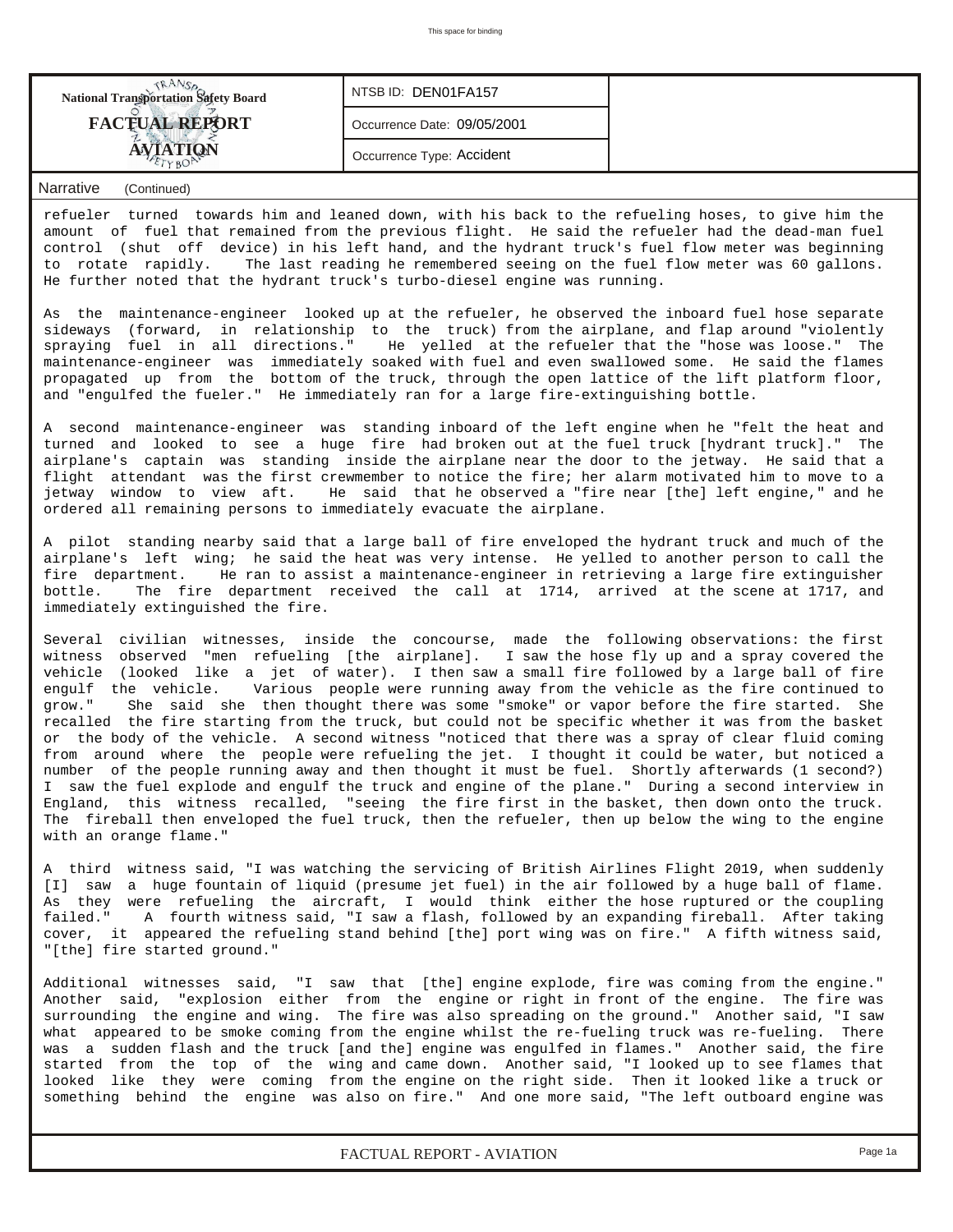**National Transportation Safety Board**
**FACTUAL REPORT**
**AVIATION**

NTSB ID: DEN01FA157

Occurrence Date: 09/05/2001

Occurrence Type: Accident

**Narrative** (Continued)

refueler turned towards him and leaned down, with his back to the refueling hoses, to give him the amount of fuel that remained from the previous flight. He said the refueler had the dead-man fuel control (shut off device) in his left hand, and the hydrant truck's fuel flow meter was beginning to rotate rapidly. The last reading he remembered seeing on the fuel flow meter was 60 gallons. He further noted that the hydrant truck's turbo-diesel engine was running.

As the maintenance-engineer looked up at the refueler, he observed the inboard fuel hose separate sideways (forward, in relationship to the truck) from the airplane, and flap around "violently spraying fuel in all directions." He yelled at the refueler that the "hose was loose." The maintenance-engineer was immediately soaked with fuel and even swallowed some. He said the flames propagated up from the bottom of the truck, through the open lattice of the lift platform floor, and "engulfed the fueler." He immediately ran for a large fire-extinguishing bottle.

A second maintenance-engineer was standing inboard of the left engine when he "felt the heat and turned and looked to see a huge fire had broken out at the fuel truck [hydrant truck]." The airplane's captain was standing inside the airplane near the door to the jetway. He said that a flight attendant was the first crewmember to notice the fire; her alarm motivated him to move to a jetway window to view aft. He said that he observed a "fire near [the] left engine," and he ordered all remaining persons to immediately evacuate the airplane.

A pilot standing nearby said that a large ball of fire enveloped the hydrant truck and much of the airplane's left wing; he said the heat was very intense. He yelled to another person to call the fire department. He ran to assist a maintenance-engineer in retrieving a large fire extinguisher bottle. The fire department received the call at 1714, arrived at the scene at 1717, and immediately extinguished the fire.

Several civilian witnesses, inside the concourse, made the following observations: the first witness observed "men refueling [the airplane]. I saw the hose fly up and a spray covered the vehicle (looked like a jet of water). I then saw a small fire followed by a large ball of fire engulf the vehicle. Various people were running away from the vehicle as the fire continued to grow." She said she then thought there was some "smoke" or vapor before the fire started. She recalled the fire starting from the truck, but could not be specific whether it was from the basket or the body of the vehicle. A second witness "noticed that there was a spray of clear fluid coming from around where the people were refueling the jet. I thought it could be water, but noticed a number of the people running away and then thought it must be fuel. Shortly afterwards (1 second?) I saw the fuel explode and engulf the truck and engine of the plane." During a second interview in England, this witness recalled, "seeing the fire first in the basket, then down onto the truck. The fireball then enveloped the fuel truck, then the refueler, then up below the wing to the engine with an orange flame."

A third witness said, "I was watching the servicing of British Airlines Flight 2019, when suddenly [I] saw a huge fountain of liquid (presume jet fuel) in the air followed by a huge ball of flame. As they were refueling the aircraft, I would think either the hose ruptured or the coupling failed." A fourth witness said, "I saw a flash, followed by an expanding fireball. After taking cover, it appeared the refueling stand behind [the] port wing was on fire." A fifth witness said, "[the] fire started ground."

Additional witnesses said, "I saw that [the] engine explode, fire was coming from the engine." Another said, "explosion either from the engine or right in front of the engine. The fire was surrounding the engine and wing. The fire was also spreading on the ground." Another said, "I saw what appeared to be smoke coming from the engine whilst the re-fueling truck was re-fueling. There was a sudden flash and the truck [and the] engine was engulfed in flames." Another said, the fire started from the top of the wing and came down. Another said, "I looked up to see flames that looked like they were coming from the engine on the right side. Then it looked like a truck or something behind the engine was also on fire." And one more said, "The left outboard engine was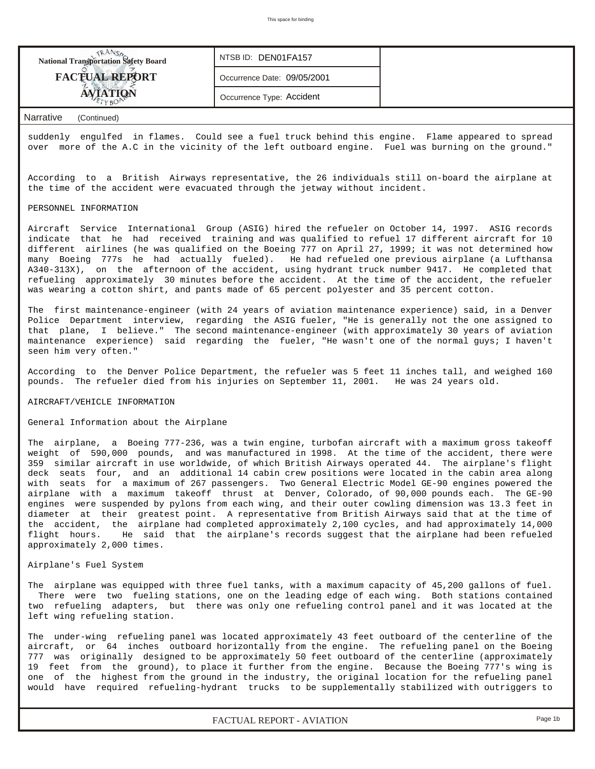Narrative (Continued)

suddenly engulfed in flames. Could see a fuel truck behind this engine. Flame appeared to spread over more of the A.C in the vicinity of the left outboard engine. Fuel was burning on the ground."

According to a British Airways representative, the 26 individuals still on-board the airplane at the time of the accident were evacuated through the jetway without incident.

PERSONNEL INFORMATION

Aircraft Service International Group (ASIG) hired the refueler on October 14, 1997. ASIG records indicate that he had received training and was qualified to refuel 17 different aircraft for 10 different airlines (he was qualified on the Boeing 777 on April 27, 1999; it was not determined how many Boeing 777s he had actually fueled). He had refueled one previous airplane (a Lufthansa A340-313X), on the afternoon of the accident, using hydrant truck number 9417. He completed that refueling approximately 30 minutes before the accident. At the time of the accident, the refueler was wearing a cotton shirt, and pants made of 65 percent polyester and 35 percent cotton.

The first maintenance-engineer (with 24 years of aviation maintenance experience) said, in a Denver Police Department interview, regarding the ASIG fueler, "He is generally not the one assigned to that plane, I believe." The second maintenance-engineer (with approximately 30 years of aviation maintenance experience) said regarding the fueler, "He wasn't one of the normal guys; I haven't seen him very often."

According to the Denver Police Department, the refueler was 5 feet 11 inches tall, and weighed 160 pounds. The refueler died from his injuries on September 11, 2001. He was 24 years old.

AIRCRAFT/VEHICLE INFORMATION

General Information about the Airplane

The airplane, a Boeing 777-236, was a twin engine, turbofan aircraft with a maximum gross takeoff weight of 590,000 pounds, and was manufactured in 1998. At the time of the accident, there were 359 similar aircraft in use worldwide, of which British Airways operated 44. The airplane's flight deck seats four, and an additional 14 cabin crew positions were located in the cabin area along with seats for a maximum of 267 passengers. Two General Electric Model GE-90 engines powered the airplane with a maximum takeoff thrust at Denver, Colorado, of 90,000 pounds each. The GE-90 engines were suspended by pylons from each wing, and their outer cowling dimension was 13.3 feet in diameter at their greatest point. A representative from British Airways said that at the time of the accident, the airplane had completed approximately 2,100 cycles, and had approximately 14,000 flight hours. He said that the airplane's records suggest that the airplane had been refueled approximately 2,000 times.

Airplane's Fuel System

The airplane was equipped with three fuel tanks, with a maximum capacity of 45,200 gallons of fuel. There were two fueling stations, one on the leading edge of each wing. Both stations contained two refueling adapters, but there was only one refueling control panel and it was located at the left wing refueling station.

The under-wing refueling panel was located approximately 43 feet outboard of the centerline of the aircraft, or 64 inches outboard horizontally from the engine. The refueling panel on the Boeing 777 was originally designed to be approximately 50 feet outboard of the centerline (approximately 19 feet from the ground), to place it further from the engine. Because the Boeing 777's wing is one of the highest from the ground in the industry, the original location for the refueling panel would have required refueling-hydrant trucks to be supplementally stabilized with outriggers to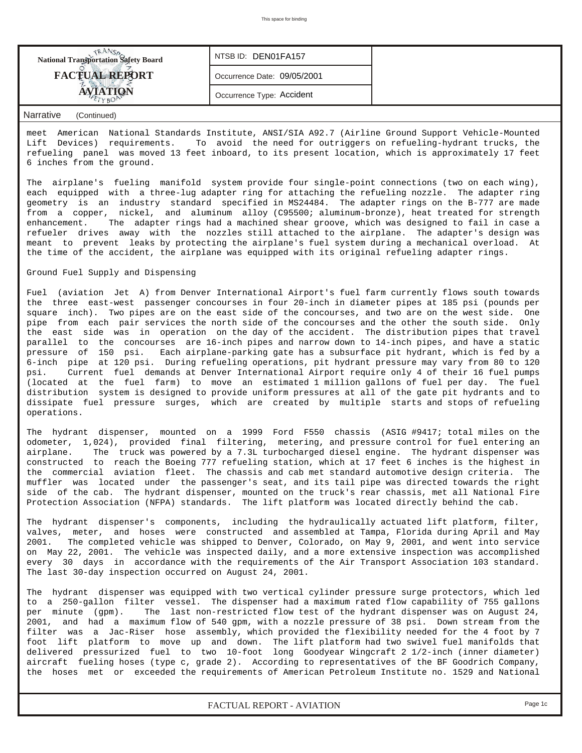meet American National Standards Institute, ANSI/SIA A92.7 (Airline Ground Support Vehicle-Mounted Lift Devices) requirements. To avoid the need for outriggers on refueling-hydrant trucks, the refueling panel was moved 13 feet inboard, to its present location, which is approximately 17 feet 6 inches from the ground.

The airplane's fueling manifold system provide four single-point connections (two on each wing), each equipped with a three-lug adapter ring for attaching the refueling nozzle. The adapter ring geometry is an industry standard specified in MS24484. The adapter rings on the B-777 are made from a copper, nickel, and aluminum alloy (C95500; aluminum-bronze), heat treated for strength enhancement. The adapter rings had a machined shear groove, which was designed to fail in case a refueler drives away with the nozzles still attached to the airplane. The adapter's design was meant to prevent leaks by protecting the airplane's fuel system during a mechanical overload. At the time of the accident, the airplane was equipped with its original refueling adapter rings.

Ground Fuel Supply and Dispensing

Fuel (aviation Jet A) from Denver International Airport's fuel farm currently flows south towards the three east-west passenger concourses in four 20-inch in diameter pipes at 185 psi (pounds per square inch). Two pipes are on the east side of the concourses, and two are on the west side. One pipe from each pair services the north side of the concourses and the other the south side. Only the east side was in operation on the day of the accident. The distribution pipes that travel parallel to the concourses are 16-inch pipes and narrow down to 14-inch pipes, and have a static pressure of 150 psi. Each airplane-parking gate has a subsurface pit hydrant, which is fed by a 6-inch pipe at 120 psi. During refueling operations, pit hydrant pressure may vary from 80 to 120 psi. Current fuel demands at Denver International Airport require only 4 of their 16 fuel pumps (located at the fuel farm) to move an estimated 1 million gallons of fuel per day. The fuel distribution system is designed to provide uniform pressures at all of the gate pit hydrants and to dissipate fuel pressure surges, which are created by multiple starts and stops of refueling operations.

The hydrant dispenser, mounted on a 1999 Ford F550 chassis (ASIG #9417; total miles on the odometer, 1,024), provided final filtering, metering, and pressure control for fuel entering an airplane. The truck was powered by a 7.3L turbocharged diesel engine. The hydrant dispenser was constructed to reach the Boeing 777 refueling station, which at 17 feet 6 inches is the highest in the commercial aviation fleet. The chassis and cab met standard automotive design criteria. The muffler was located under the passenger's seat, and its tail pipe was directed towards the right side of the cab. The hydrant dispenser, mounted on the truck's rear chassis, met all National Fire Protection Association (NFPA) standards. The lift platform was located directly behind the cab.

The hydrant dispenser's components, including the hydraulically actuated lift platform, filter, valves, meter, and hoses were constructed and assembled at Tampa, Florida during April and May 2001. The completed vehicle was shipped to Denver, Colorado, on May 9, 2001, and went into service on May 22, 2001. The vehicle was inspected daily, and a more extensive inspection was accomplished every 30 days in accordance with the requirements of the Air Transport Association 103 standard. The last 30-day inspection occurred on August 24, 2001.

The hydrant dispenser was equipped with two vertical cylinder pressure surge protectors, which led to a 250-gallon filter vessel. The dispenser had a maximum rated flow capability of 755 gallons per minute (gpm). The last non-restricted flow test of the hydrant dispenser was on August 24, 2001, and had a maximum flow of 540 gpm, with a nozzle pressure of 38 psi. Down stream from the filter was a Jac-Riser hose assembly, which provided the flexibility needed for the 4 foot by 7 foot lift platform to move up and down. The lift platform had two swivel fuel manifolds that delivered pressurized fuel to two 10-foot long Goodyear Wingcraft 2 1/2-inch (inner diameter) aircraft fueling hoses (type c, grade 2). According to representatives of the BF Goodrich Company, the hoses met or exceeded the requirements of American Petroleum Institute no. 1529 and National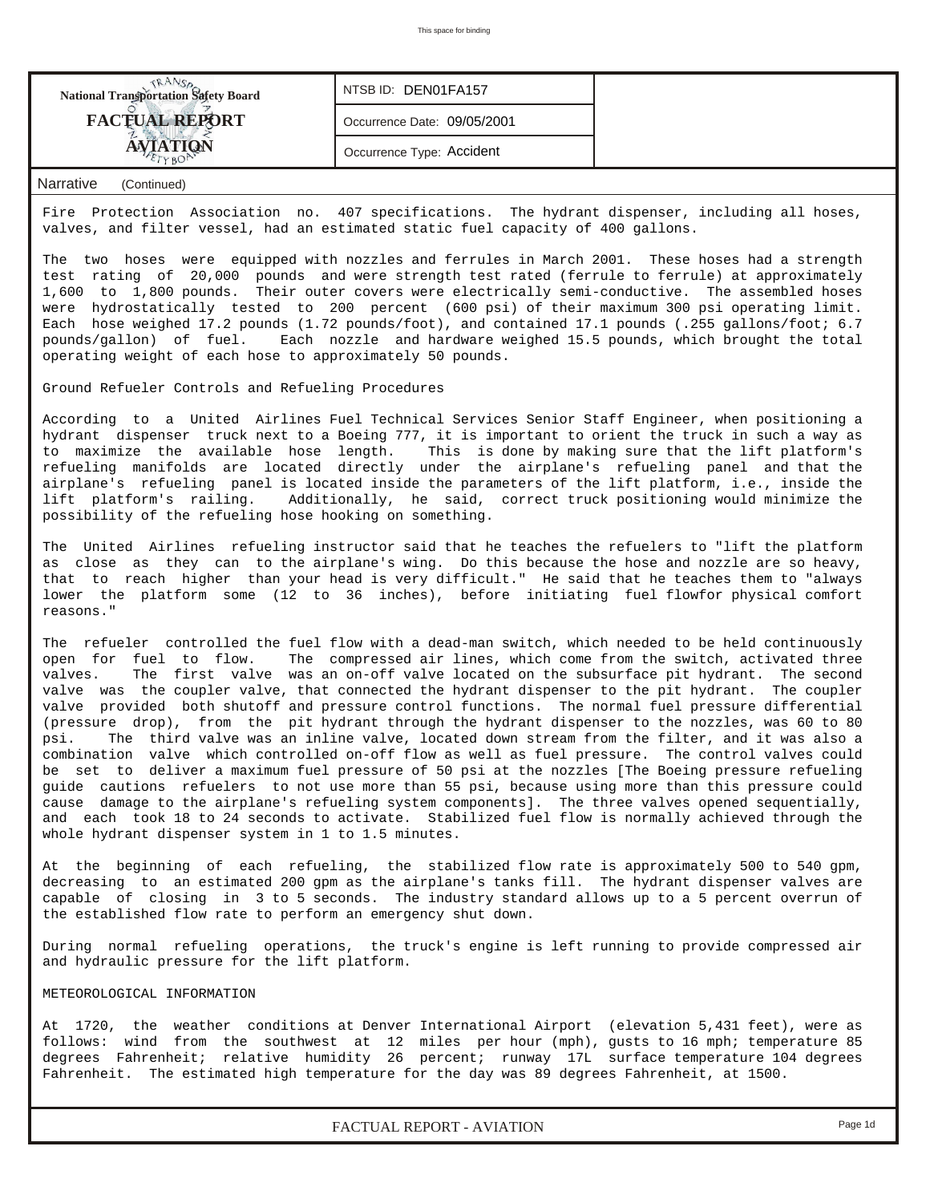Narrative (Continued)

Fire Protection Association no. 407 specifications. The hydrant dispenser, including all hoses, valves, and filter vessel, had an estimated static fuel capacity of 400 gallons.

The two hoses were equipped with nozzles and ferrules in March 2001. These hoses had a strength test rating of 20,000 pounds and were strength test rated (ferrule to ferrule) at approximately 1,600 to 1,800 pounds. Their outer covers were electrically semi-conductive. The assembled hoses were hydrostatically tested to 200 percent (600 psi) of their maximum 300 psi operating limit. Each hose weighed 17.2 pounds (1.72 pounds/foot), and contained 17.1 pounds (.255 gallons/foot; 6.7 pounds/gallon) of fuel. Each nozzle and hardware weighed 15.5 pounds, which brought the total operating weight of each hose to approximately 50 pounds.

Ground Refueler Controls and Refueling Procedures

According to a United Airlines Fuel Technical Services Senior Staff Engineer, when positioning a hydrant dispenser truck next to a Boeing 777, it is important to orient the truck in such a way as to maximize the available hose length. This is done by making sure that the lift platform's refueling manifolds are located directly under the airplane's refueling panel and that the airplane's refueling panel is located inside the parameters of the lift platform, i.e., inside the lift platform's railing. Additionally, he said, correct truck positioning would minimize the possibility of the refueling hose hooking on something.

The United Airlines refueling instructor said that he teaches the refuelers to "lift the platform as close as they can to the airplane's wing. Do this because the hose and nozzle are so heavy, that to reach higher than your head is very difficult." He said that he teaches them to "always lower the platform some (12 to 36 inches), before initiating fuel flowfor physical comfort reasons."

The refueler controlled the fuel flow with a dead-man switch, which needed to be held continuously open for fuel to flow. The compressed air lines, which come from the switch, activated three valves. The first valve was an on-off valve located on the subsurface pit hydrant. The second valve was the coupler valve, that connected the hydrant dispenser to the pit hydrant. The coupler valve provided both shutoff and pressure control functions. The normal fuel pressure differential (pressure drop), from the pit hydrant through the hydrant dispenser to the nozzles, was 60 to 80 psi. The third valve was an inline valve, located down stream from the filter, and it was also a combination valve which controlled on-off flow as well as fuel pressure. The control valves could be set to deliver a maximum fuel pressure of 50 psi at the nozzles [The Boeing pressure refueling guide cautions refuelers to not use more than 55 psi, because using more than this pressure could cause damage to the airplane's refueling system components]. The three valves opened sequentially, and each took 18 to 24 seconds to activate. Stabilized fuel flow is normally achieved through the whole hydrant dispenser system in 1 to 1.5 minutes.

At the beginning of each refueling, the stabilized flow rate is approximately 500 to 540 gpm, decreasing to an estimated 200 gpm as the airplane's tanks fill. The hydrant dispenser valves are capable of closing in 3 to 5 seconds. The industry standard allows up to a 5 percent overrun of the established flow rate to perform an emergency shut down.

During normal refueling operations, the truck's engine is left running to provide compressed air and hydraulic pressure for the lift platform.

METEOROLOGICAL INFORMATION

At 1720, the weather conditions at Denver International Airport (elevation 5,431 feet), were as follows: wind from the southwest at 12 miles per hour (mph), gusts to 16 mph; temperature 85 degrees Fahrenheit; relative humidity 26 percent; runway 17L surface temperature 104 degrees Fahrenheit. The estimated high temperature for the day was 89 degrees Fahrenheit, at 1500.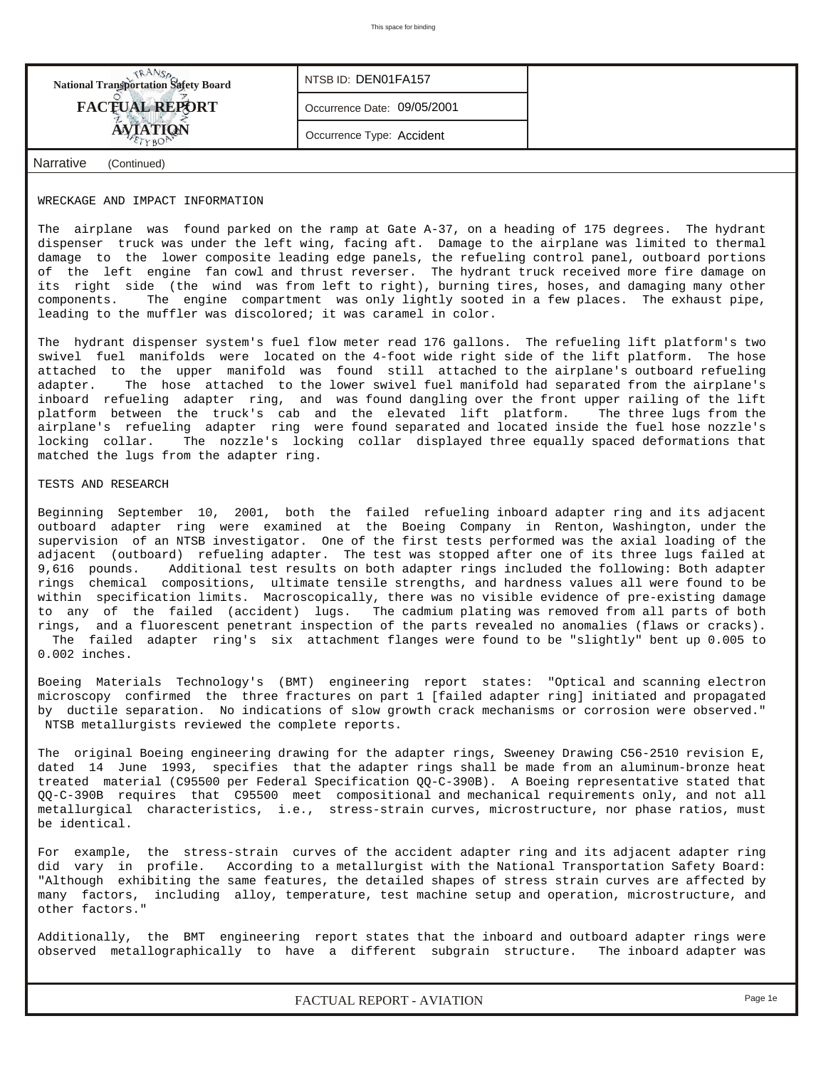Narrative (Continued)

WRECKAGE AND IMPACT INFORMATION

The airplane was found parked on the ramp at Gate A-37, on a heading of 175 degrees. The hydrant dispenser truck was under the left wing, facing aft. Damage to the airplane was limited to thermal damage to the lower composite leading edge panels, the refueling control panel, outboard portions of the left engine fan cowl and thrust reverser. The hydrant truck received more fire damage on its right side (the wind was from left to right), burning tires, hoses, and damaging many other components. The engine compartment was only lightly sooted in a few places. The exhaust pipe, leading to the muffler was discolored; it was caramel in color.

The hydrant dispenser system's fuel flow meter read 176 gallons. The refueling lift platform's two swivel fuel manifolds were located on the 4-foot wide right side of the lift platform. The hose attached to the upper manifold was found still attached to the airplane's outboard refueling adapter. The hose attached to the lower swivel fuel manifold had separated from the airplane's inboard refueling adapter ring, and was found dangling over the front upper railing of the lift platform between the truck's cab and the elevated lift platform. The three lugs from the airplane's refueling adapter ring were found separated and located inside the fuel hose nozzle's locking collar. The nozzle's locking collar displayed three equally spaced deformations that matched the lugs from the adapter ring.

TESTS AND RESEARCH

Beginning September 10, 2001, both the failed refueling inboard adapter ring and its adjacent outboard adapter ring were examined at the Boeing Company in Renton, Washington, under the supervision of an NTSB investigator. One of the first tests performed was the axial loading of the adjacent (outboard) refueling adapter. The test was stopped after one of its three lugs failed at 9,616 pounds. Additional test results on both adapter rings included the following: Both adapter rings chemical compositions, ultimate tensile strengths, and hardness values all were found to be within specification limits. Macroscopically, there was no visible evidence of pre-existing damage to any of the failed (accident) lugs. The cadmium plating was removed from all parts of both rings, and a fluorescent penetrant inspection of the parts revealed no anomalies (flaws or cracks). The failed adapter ring's six attachment flanges were found to be "slightly" bent up 0.005 to 0.002 inches.

Boeing Materials Technology's (BMT) engineering report states: "Optical and scanning electron microscopy confirmed the three fractures on part 1 [failed adapter ring] initiated and propagated by ductile separation. No indications of slow growth crack mechanisms or corrosion were observed." NTSB metallurgists reviewed the complete reports.

The original Boeing engineering drawing for the adapter rings, Sweeney Drawing C56-2510 revision E, dated 14 June 1993, specifies that the adapter rings shall be made from an aluminum-bronze heat treated material (C95500 per Federal Specification QQ-C-390B). A Boeing representative stated that QQ-C-390B requires that C95500 meet compositional and mechanical requirements only, and not all metallurgical characteristics, i.e., stress-strain curves, microstructure, nor phase ratios, must be identical.

For example, the stress-strain curves of the accident adapter ring and its adjacent adapter ring did vary in profile. According to a metallurgist with the National Transportation Safety Board: "Although exhibiting the same features, the detailed shapes of stress strain curves are affected by many factors, including alloy, temperature, test machine setup and operation, microstructure, and other factors."

Additionally, the BMT engineering report states that the inboard and outboard adapter rings were observed metallographically to have a different subgrain structure. The inboard adapter was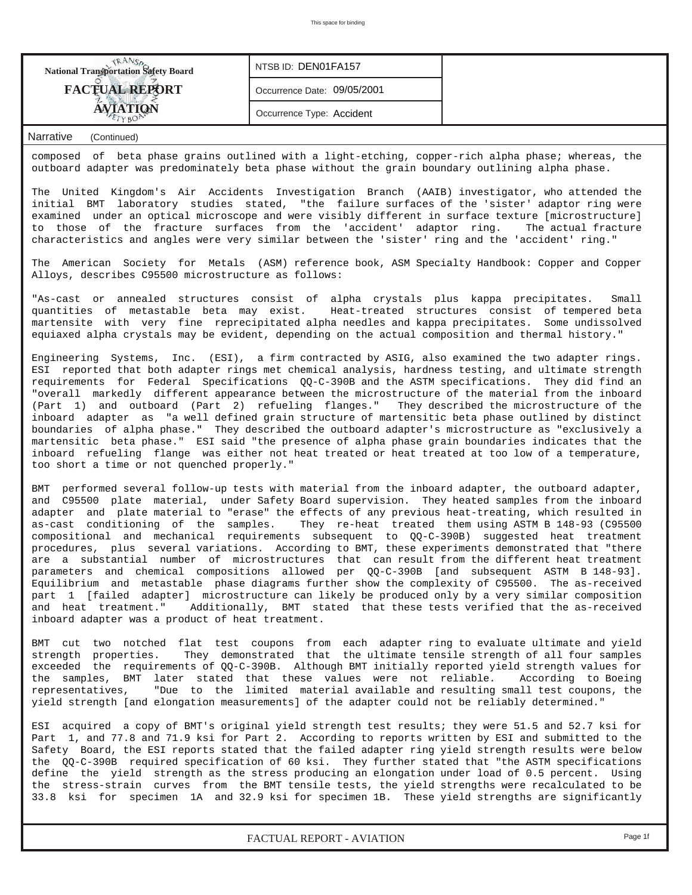| National Transportation Safety Board FACTUAL REPORT AVIATION | NTSB ID: DEN01FA157 | |
|---|---|---|
| | Occurrence Date: 09/05/2001 | |
| | Occurrence Type: Accident | |

Narrative (Continued)

composed of beta phase grains outlined with a light-etching, copper-rich alpha phase; whereas, the outboard adapter was predominately beta phase without the grain boundary outlining alpha phase.

The United Kingdom's Air Accidents Investigation Branch (AAIB) investigator, who attended the initial BMT laboratory studies stated, "the failure surfaces of the 'sister' adaptor ring were examined under an optical microscope and were visibly different in surface texture [microstructure] to those of the fracture surfaces from the 'accident' adaptor ring. The actual fracture characteristics and angles were very similar between the 'sister' ring and the 'accident' ring."

The American Society for Metals (ASM) reference book, ASM Specialty Handbook: Copper and Copper Alloys, describes C95500 microstructure as follows:

"As-cast or annealed structures consist of alpha crystals plus kappa precipitates. Small quantities of metastable beta may exist. Heat-treated structures consist of tempered beta martensite with very fine reprecipitated alpha needles and kappa precipitates. Some undissolved equiaxed alpha crystals may be evident, depending on the actual composition and thermal history."

Engineering Systems, Inc. (ESI), a firm contracted by ASIG, also examined the two adapter rings. ESI reported that both adapter rings met chemical analysis, hardness testing, and ultimate strength requirements for Federal Specifications QQ-C-390B and the ASTM specifications. They did find an "overall markedly different appearance between the microstructure of the material from the inboard (Part 1) and outboard (Part 2) refueling flanges." They described the microstructure of the inboard adapter as "a well defined grain structure of martensitic beta phase outlined by distinct boundaries of alpha phase." They described the outboard adapter's microstructure as "exclusively a martensitic beta phase." ESI said "the presence of alpha phase grain boundaries indicates that the inboard refueling flange was either not heat treated or heat treated at too low of a temperature, too short a time or not quenched properly."

BMT performed several follow-up tests with material from the inboard adapter, the outboard adapter, and C95500 plate material, under Safety Board supervision. They heated samples from the inboard adapter and plate material to "erase" the effects of any previous heat-treating, which resulted in as-cast conditioning of the samples. They re-heat treated them using ASTM B 148-93 (C95500 compositional and mechanical requirements subsequent to QQ-C-390B) suggested heat treatment procedures, plus several variations. According to BMT, these experiments demonstrated that "there are a substantial number of microstructures that can result from the different heat treatment parameters and chemical compositions allowed per QQ-C-390B [and subsequent ASTM B 148-93]. Equilibrium and metastable phase diagrams further show the complexity of C95500. The as-received part 1 [failed adapter] microstructure can likely be produced only by a very similar composition and heat treatment." Additionally, BMT stated that these tests verified that the as-received inboard adapter was a product of heat treatment.

BMT cut two notched flat test coupons from each adapter ring to evaluate ultimate and yield strength properties. They demonstrated that the ultimate tensile strength of all four samples exceeded the requirements of QQ-C-390B. Although BMT initially reported yield strength values for the samples, BMT later stated that these values were not reliable. According to Boeing representatives, "Due to the limited material available and resulting small test coupons, the yield strength [and elongation measurements] of the adapter could not be reliably determined."

ESI acquired a copy of BMT's original yield strength test results; they were 51.5 and 52.7 ksi for Part 1, and 77.8 and 71.9 ksi for Part 2. According to reports written by ESI and submitted to the Safety Board, the ESI reports stated that the failed adapter ring yield strength results were below the QQ-C-390B required specification of 60 ksi. They further stated that "the ASTM specifications define the yield strength as the stress producing an elongation under load of 0.5 percent. Using the stress-strain curves from the BMT tensile tests, the yield strengths were recalculated to be 33.8 ksi for specimen 1A and 32.9 ksi for specimen 1B. These yield strengths are significantly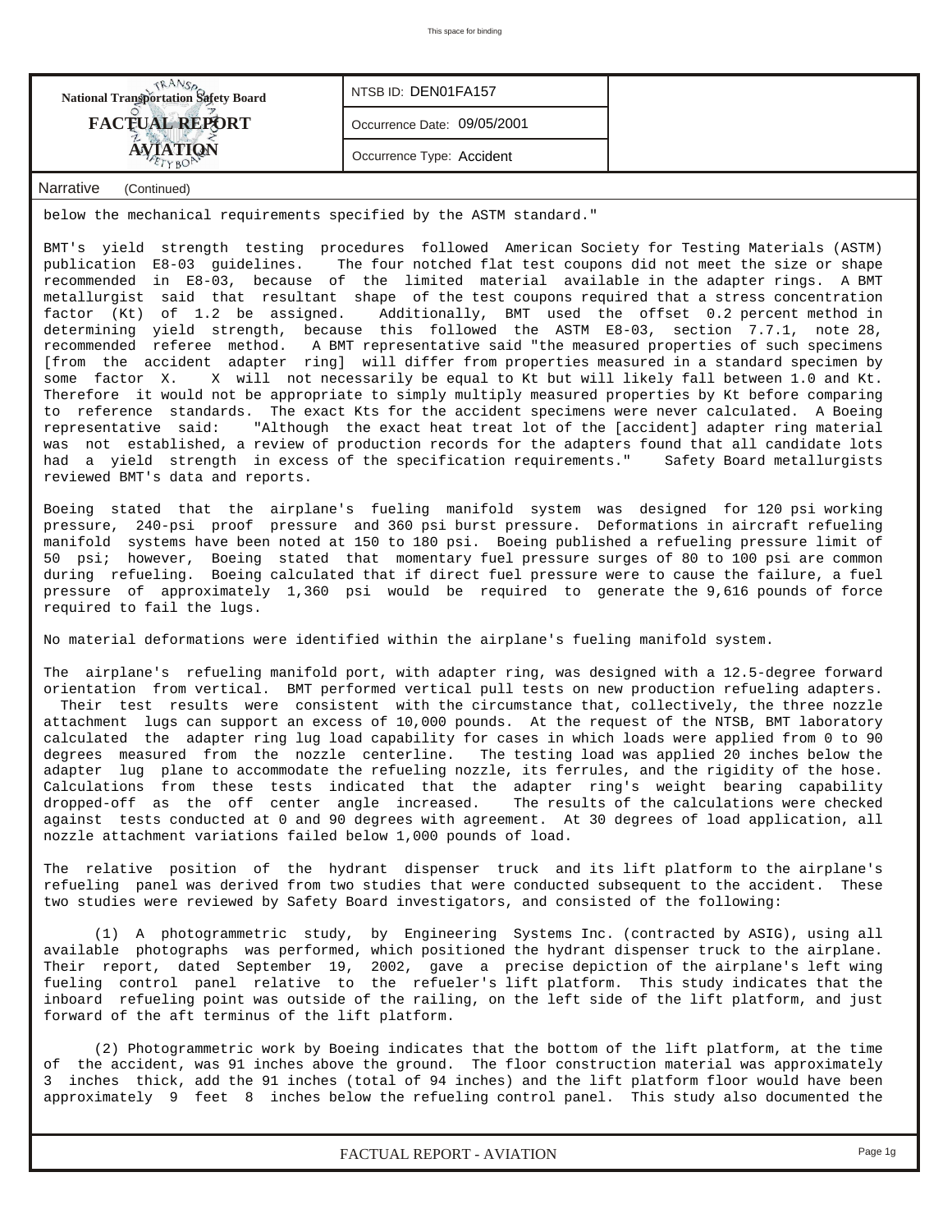| National Transportation Safety Board FACTUAL REPORT AVIATION | NTSB ID: DEN01FA157 | |
|---|---|---|
| | Occurrence Date: 09/05/2001 | |
| | Occurrence Type: Accident | |

Narrative (Continued)

below the mechanical requirements specified by the ASTM standard."

BMT's yield strength testing procedures followed American Society for Testing Materials (ASTM) publication E8-03 guidelines. The four notched flat test coupons did not meet the size or shape recommended in E8-03, because of the limited material available in the adapter rings. A BMT metallurgist said that resultant shape of the test coupons required that a stress concentration factor (Kt) of 1.2 be assigned. Additionally, BMT used the offset 0.2 percent method in determining yield strength, because this followed the ASTM E8-03, section 7.7.1, note 28, recommended referee method. A BMT representative said "the measured properties of such specimens [from the accident adapter ring] will differ from properties measured in a standard specimen by some factor X. X will not necessarily be equal to Kt but will likely fall between 1.0 and Kt. Therefore it would not be appropriate to simply multiply measured properties by Kt before comparing to reference standards. The exact Kts for the accident specimens were never calculated. A Boeing representative said: "Although the exact heat treat lot of the [accident] adapter ring material was not established, a review of production records for the adapters found that all candidate lots had a yield strength in excess of the specification requirements." Safety Board metallurgists reviewed BMT's data and reports.

Boeing stated that the airplane's fueling manifold system was designed for 120 psi working pressure, 240-psi proof pressure and 360 psi burst pressure. Deformations in aircraft refueling manifold systems have been noted at 150 to 180 psi. Boeing published a refueling pressure limit of 50 psi; however, Boeing stated that momentary fuel pressure surges of 80 to 100 psi are common during refueling. Boeing calculated that if direct fuel pressure were to cause the failure, a fuel pressure of approximately 1,360 psi would be required to generate the 9,616 pounds of force required to fail the lugs.

No material deformations were identified within the airplane's fueling manifold system.

The airplane's refueling manifold port, with adapter ring, was designed with a 12.5-degree forward orientation from vertical. BMT performed vertical pull tests on new production refueling adapters. Their test results were consistent with the circumstance that, collectively, the three nozzle attachment lugs can support an excess of 10,000 pounds. At the request of the NTSB, BMT laboratory calculated the adapter ring lug load capability for cases in which loads were applied from 0 to 90 degrees measured from the nozzle centerline. The testing load was applied 20 inches below the adapter lug plane to accommodate the refueling nozzle, its ferrules, and the rigidity of the hose. Calculations from these tests indicated that the adapter ring's weight bearing capability dropped-off as the off center angle increased. The results of the calculations were checked against tests conducted at 0 and 90 degrees with agreement. At 30 degrees of load application, all nozzle attachment variations failed below 1,000 pounds of load.

The relative position of the hydrant dispenser truck and its lift platform to the airplane's refueling panel was derived from two studies that were conducted subsequent to the accident. These two studies were reviewed by Safety Board investigators, and consisted of the following:

(1) A photogrammetric study, by Engineering Systems Inc. (contracted by ASIG), using all available photographs was performed, which positioned the hydrant dispenser truck to the airplane. Their report, dated September 19, 2002, gave a precise depiction of the airplane's left wing fueling control panel relative to the refueler's lift platform. This study indicates that the inboard refueling point was outside of the railing, on the left side of the lift platform, and just forward of the aft terminus of the lift platform.

(2) Photogrammetric work by Boeing indicates that the bottom of the lift platform, at the time of the accident, was 91 inches above the ground. The floor construction material was approximately 3 inches thick, add the 91 inches (total of 94 inches) and the lift platform floor would have been approximately 9 feet 8 inches below the refueling control panel. This study also documented the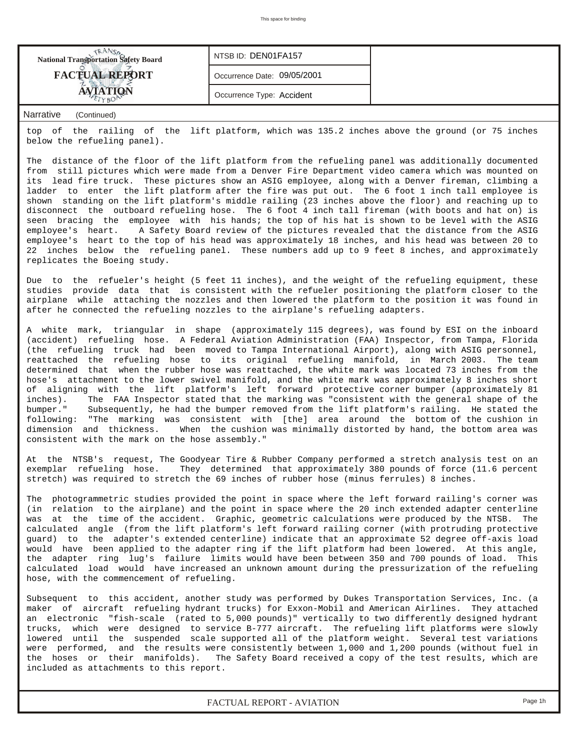top of the railing of the lift platform, which was 135.2 inches above the ground (or 75 inches below the refueling panel).

The distance of the floor of the lift platform from the refueling panel was additionally documented from still pictures which were made from a Denver Fire Department video camera which was mounted on its lead fire truck. These pictures show an ASIG employee, along with a Denver fireman, climbing a ladder to enter the lift platform after the fire was put out. The 6 foot 1 inch tall employee is shown standing on the lift platform's middle railing (23 inches above the floor) and reaching up to disconnect the outboard refueling hose. The 6 foot 4 inch tall fireman (with boots and hat on) is seen bracing the employee with his hands; the top of his hat is shown to be level with the ASIG employee's heart. A Safety Board review of the pictures revealed that the distance from the ASIG employee's heart to the top of his head was approximately 18 inches, and his head was between 20 to 22 inches below the refueling panel. These numbers add up to 9 feet 8 inches, and approximately replicates the Boeing study.

Due to the refueler's height (5 feet 11 inches), and the weight of the refueling equipment, these studies provide data that is consistent with the refueler positioning the platform closer to the airplane while attaching the nozzles and then lowered the platform to the position it was found in after he connected the refueling nozzles to the airplane's refueling adapters.

A white mark, triangular in shape (approximately 115 degrees), was found by ESI on the inboard (accident) refueling hose. A Federal Aviation Administration (FAA) Inspector, from Tampa, Florida (the refueling truck had been moved to Tampa International Airport), along with ASIG personnel, reattached the refueling hose to its original refueling manifold, in March 2003. The team determined that when the rubber hose was reattached, the white mark was located 73 inches from the hose's attachment to the lower swivel manifold, and the white mark was approximately 8 inches short of aligning with the lift platform's left forward protective corner bumper (approximately 81 inches). The FAA Inspector stated that the marking was "consistent with the general shape of the bumper." Subsequently, he had the bumper removed from the lift platform's railing. He stated the following: "The marking was consistent with [the] area around the bottom of the cushion in dimension and thickness. When the cushion was minimally distorted by hand, the bottom area was consistent with the mark on the hose assembly."

At the NTSB's request, The Goodyear Tire & Rubber Company performed a stretch analysis test on an exemplar refueling hose. They determined that approximately 380 pounds of force (11.6 percent stretch) was required to stretch the 69 inches of rubber hose (minus ferrules) 8 inches.

The photogrammetric studies provided the point in space where the left forward railing's corner was (in relation to the airplane) and the point in space where the 20 inch extended adapter centerline was at the time of the accident. Graphic, geometric calculations were produced by the NTSB. The calculated angle (from the lift platform's left forward railing corner (with protruding protective guard) to the adapter's extended centerline) indicate that an approximate 52 degree off-axis load would have been applied to the adapter ring if the lift platform had been lowered. At this angle, the adapter ring lug's failure limits would have been between 350 and 700 pounds of load. This calculated load would have increased an unknown amount during the pressurization of the refueling hose, with the commencement of refueling.

Subsequent to this accident, another study was performed by Dukes Transportation Services, Inc. (a maker of aircraft refueling hydrant trucks) for Exxon-Mobil and American Airlines. They attached an electronic "fish-scale (rated to 5,000 pounds)" vertically to two differently designed hydrant trucks, which were designed to service B-777 aircraft. The refueling lift platforms were slowly lowered until the suspended scale supported all of the platform weight. Several test variations were performed, and the results were consistently between 1,000 and 1,200 pounds (without fuel in the hoses or their manifolds). The Safety Board received a copy of the test results, which are included as attachments to this report.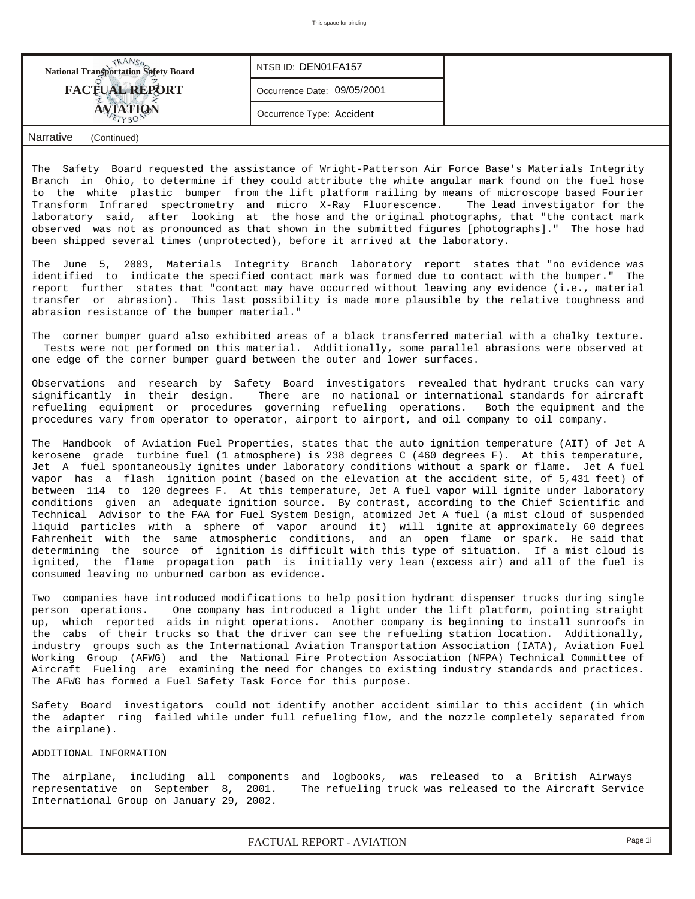The Safety Board requested the assistance of Wright-Patterson Air Force Base's Materials Integrity Branch in Ohio, to determine if they could attribute the white angular mark found on the fuel hose to the white plastic bumper from the lift platform railing by means of microscope based Fourier Transform Infrared spectrometry and micro X-Ray Fluorescence. The lead investigator for the laboratory said, after looking at the hose and the original photographs, that "the contact mark observed was not as pronounced as that shown in the submitted figures [photographs]." The hose had been shipped several times (unprotected), before it arrived at the laboratory.

The June 5, 2003, Materials Integrity Branch laboratory report states that "no evidence was identified to indicate the specified contact mark was formed due to contact with the bumper." The report further states that "contact may have occurred without leaving any evidence (i.e., material transfer or abrasion). This last possibility is made more plausible by the relative toughness and abrasion resistance of the bumper material."

The corner bumper guard also exhibited areas of a black transferred material with a chalky texture. Tests were not performed on this material. Additionally, some parallel abrasions were observed at one edge of the corner bumper guard between the outer and lower surfaces.

Observations and research by Safety Board investigators revealed that hydrant trucks can vary significantly in their design. There are no national or international standards for aircraft refueling equipment or procedures governing refueling operations. Both the equipment and the procedures vary from operator to operator, airport to airport, and oil company to oil company.

The Handbook of Aviation Fuel Properties, states that the auto ignition temperature (AIT) of Jet A kerosene grade turbine fuel (1 atmosphere) is 238 degrees C (460 degrees F). At this temperature, Jet A fuel spontaneously ignites under laboratory conditions without a spark or flame. Jet A fuel vapor has a flash ignition point (based on the elevation at the accident site, of 5,431 feet) of between 114 to 120 degrees F. At this temperature, Jet A fuel vapor will ignite under laboratory conditions given an adequate ignition source. By contrast, according to the Chief Scientific and Technical Advisor to the FAA for Fuel System Design, atomized Jet A fuel (a mist cloud of suspended liquid particles with a sphere of vapor around it) will ignite at approximately 60 degrees Fahrenheit with the same atmospheric conditions, and an open flame or spark. He said that determining the source of ignition is difficult with this type of situation. If a mist cloud is ignited, the flame propagation path is initially very lean (excess air) and all of the fuel is consumed leaving no unburned carbon as evidence.

Two companies have introduced modifications to help position hydrant dispenser trucks during single person operations. One company has introduced a light under the lift platform, pointing straight up, which reported aids in night operations. Another company is beginning to install sunroofs in the cabs of their trucks so that the driver can see the refueling station location. Additionally, industry groups such as the International Aviation Transportation Association (IATA), Aviation Fuel Working Group (AFWG) and the National Fire Protection Association (NFPA) Technical Committee of Aircraft Fueling are examining the need for changes to existing industry standards and practices. The AFWG has formed a Fuel Safety Task Force for this purpose.

Safety Board investigators could not identify another accident similar to this accident (in which the adapter ring failed while under full refueling flow, and the nozzle completely separated from the airplane).

ADDITIONAL INFORMATION

The airplane, including all components and logbooks, was released to a British Airways representative on September 8, 2001. The refueling truck was released to the Aircraft Service International Group on January 29, 2002.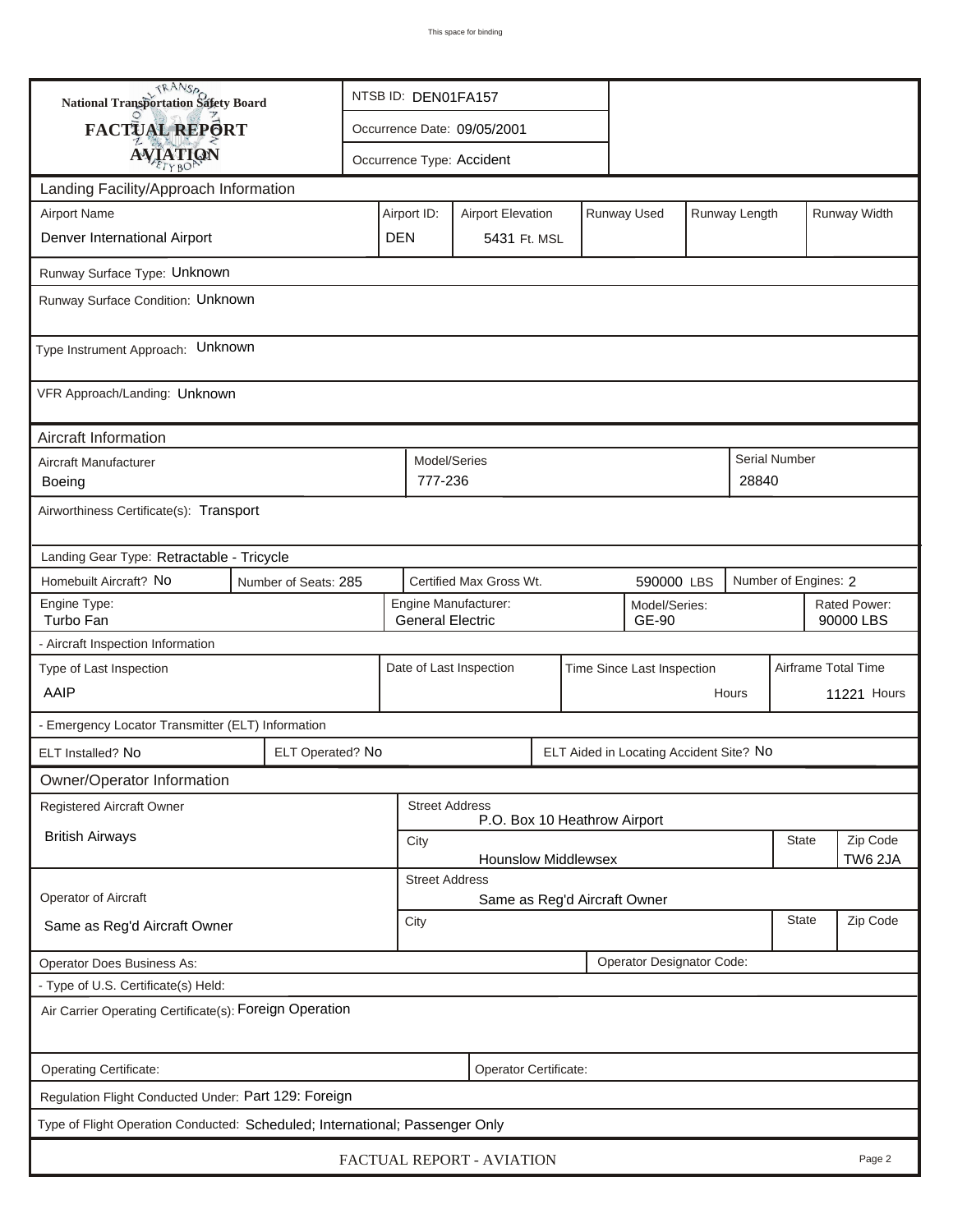This space for binding

| National Transportation Safety Board FACTUAL REPORT AVIATION | NTSB ID: DEN01FA157 |
| --- | --- |
| | Occurrence Date: 09/05/2001 |
| | Occurrence Type: Accident |

## Landing Facility/Approach Information

| Airport Name | Airport ID: | Airport Elevation | Runway Used | Runway Length | Runway Width |
| --- | --- | --- | --- | --- | --- |
| Denver International Airport | DEN | 5431 Ft. MSL | | | |

Runway Surface Type: Unknown

Runway Surface Condition: Unknown

Type Instrument Approach: Unknown

VFR Approach/Landing: Unknown

## Aircraft Information

| Aircraft Manufacturer | Model/Series | Serial Number |
| --- | --- | --- |
| Boeing | 777-236 | 28840 |

Airworthiness Certificate(s): Transport

Landing Gear Type: Retractable - Tricycle

| Homebuilt Aircraft? No | Number of Seats: 285 | Certified Max Gross Wt. | 590000 LBS | Number of Engines: 2 |
| --- | --- | --- | --- | --- |

| Engine Type: | Engine Manufacturer: | Model/Series: | Rated Power: |
| --- | --- | --- | --- |
| Turbo Fan | General Electric | GE-90 | 90000 LBS |

- Aircraft Inspection Information

| Type of Last Inspection | Date of Last Inspection | Time Since Last Inspection | Airframe Total Time |
| --- | --- | --- | --- |
| AAIP | | Hours | 11221 Hours |

- Emergency Locator Transmitter (ELT) Information

| ELT Installed? No | ELT Operated? No | ELT Aided in Locating Accident Site? No |
| --- | --- | --- |

## Owner/Operator Information

| Registered Aircraft Owner | Street Address | | |
| --- | --- | --- | --- |
| British Airways | P.O. Box 10 Heathrow Airport | | |
| | City | State | Zip Code |
| | Hounslow Middlewsex | | TW6 2JA |

| Operator of Aircraft | Street Address | | |
| --- | --- | --- | --- |
| Same as Reg'd Aircraft Owner | Same as Reg'd Aircraft Owner | | |
| | City | State | Zip Code |

| Operator Does Business As: | Operator Designator Code: |
| --- | --- |

- Type of U.S. Certificate(s) Held:

Air Carrier Operating Certificate(s): Foreign Operation

| Operating Certificate: | Operator Certificate: |
| --- | --- |

Regulation Flight Conducted Under: Part 129: Foreign

Type of Flight Operation Conducted: Scheduled; International; Passenger Only

FACTUAL REPORT - AVIATION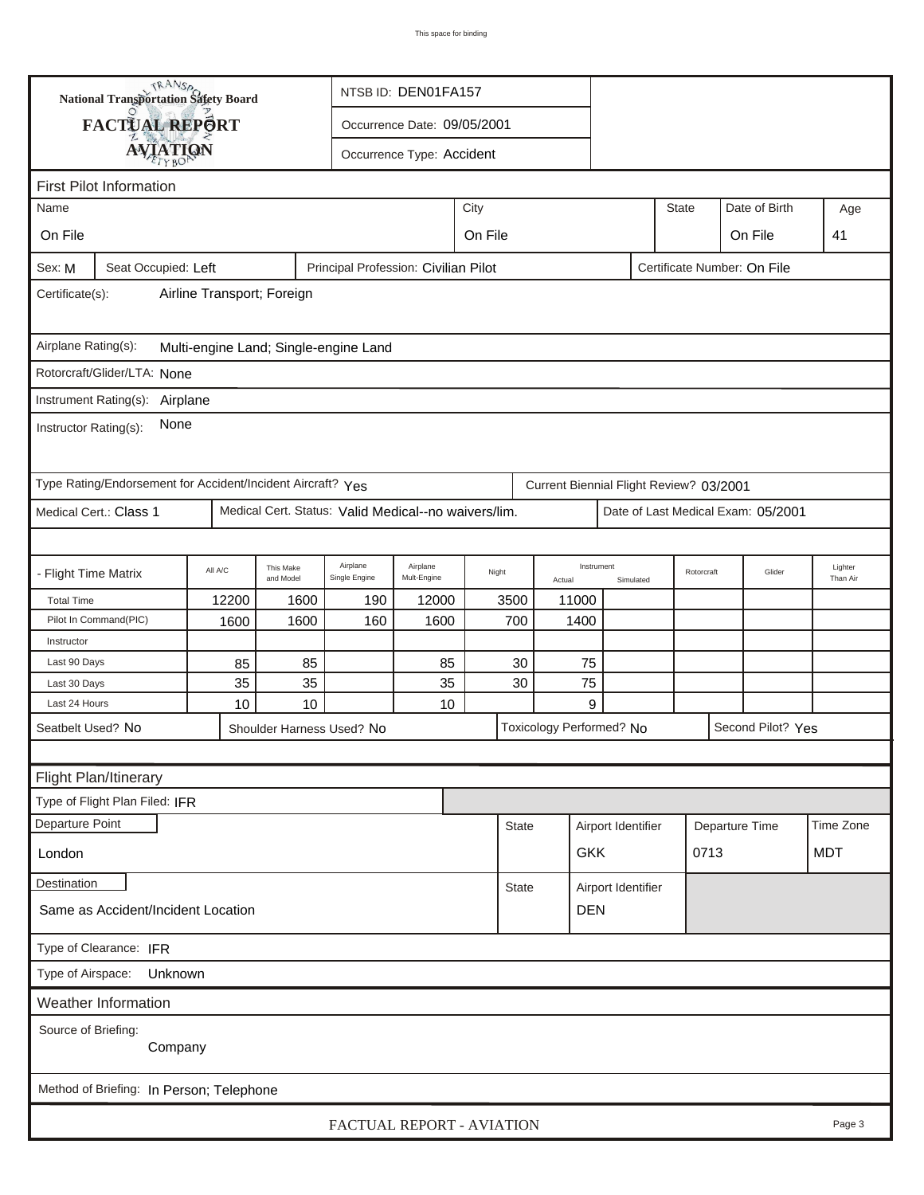National Transportation Safety Board

**FACTUAL REPORT**

**AVIATION**

NTSB ID: DEN01FA157

Occurrence Date: 09/05/2001

Occurrence Type: Accident

## First Pilot Information

| Name | City | State | Date of Birth | Age |
|---|---|---|---|---|
| On File | On File | | On File | 41 |

Sex: M | Seat Occupied: Left | Principal Profession: Civilian Pilot | Certificate Number: On File

Certificate(s): Airline Transport; Foreign

Airplane Rating(s): Multi-engine Land; Single-engine Land

Rotorcraft/Glider/LTA: None

Instrument Rating(s): Airplane

Instructor Rating(s): None

Type Rating/Endorsement for Accident/Incident Aircraft? Yes | Current Biennial Flight Review? 03/2001

Medical Cert.: Class 1 | Medical Cert. Status: Valid Medical--no waivers/lim. | Date of Last Medical Exam: 05/2001

| - Flight Time Matrix | All A/C | This Make and Model | Airplane Single Engine | Airplane Mult-Engine | Night | Instrument Actual | Instrument Simulated | Rotorcraft | Glider | Lighter Than Air |
|---|---|---|---|---|---|---|---|---|---|---|
| Total Time | 12200 | 1600 | 190 | 12000 | 3500 | 11000 | | | | |
| Pilot In Command(PIC) | 1600 | 1600 | 160 | 1600 | 700 | 1400 | | | | |
| Instructor | | | | | | | | | | |
| Last 90 Days | 85 | 85 | | 85 | 30 | 75 | | | | |
| Last 30 Days | 35 | 35 | | 35 | 30 | 75 | | | | |
| Last 24 Hours | 10 | 10 | | 10 | | 9 | | | | |

Seatbelt Used? No | Shoulder Harness Used? No | Toxicology Performed? No | Second Pilot? Yes

## Flight Plan/Itinerary

Type of Flight Plan Filed: IFR

| Departure Point | State | Airport Identifier | Departure Time | Time Zone |
|---|---|---|---|---|
| London | | GKK | 0713 | MDT |

| Destination | State | Airport Identifier |
|---|---|---|
| Same as Accident/Incident Location | | DEN |

Type of Clearance: IFR

Type of Airspace: Unknown

## Weather Information

Source of Briefing: Company

Method of Briefing: In Person; Telephone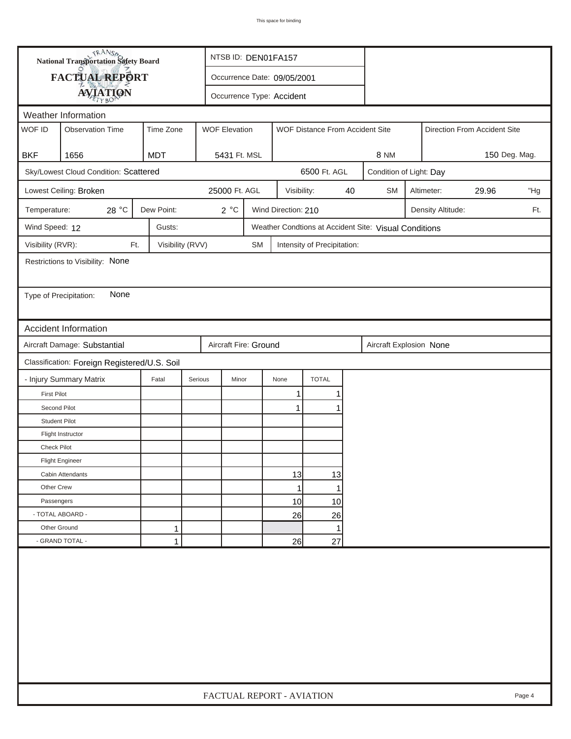National Transportation Safety Board
**FACTUAL REPORT**
**AVIATION**

NTSB ID: DEN01FA157
Occurrence Date: 09/05/2001
Occurrence Type: Accident

## Weather Information

| WOF ID | Observation Time | Time Zone | WOF Elevation | WOF Distance From Accident Site | Direction From Accident Site |
|---|---|---|---|---|---|
| BKF | 1656 | MDT | 5431 Ft. MSL | 8 NM | 150 Deg. Mag. |

Sky/Lowest Cloud Condition: Scattered 6500 Ft. AGL
Condition of Light: Day

Lowest Ceiling: Broken 25000 Ft. AGL
Visibility: 40 SM
Altimeter: 29.96 "Hg

Temperature: 28 °C
Dew Point: 2 °C
Wind Direction: 210
Density Altitude: Ft.

Wind Speed: 12
Gusts:
Weather Condtions at Accident Site: Visual Conditions

Visibility (RVR): Ft.
Visibility (RVV) SM
Intensity of Precipitation:

Restrictions to Visibility: None

Type of Precipitation: None

## Accident Information

Aircraft Damage: Substantial
Aircraft Fire: Ground
Aircraft Explosion None

Classification: Foreign Registered/U.S. Soil

| - Injury Summary Matrix | Fatal | Serious | Minor | None | TOTAL |
|---|---|---|---|---|---|
| First Pilot | | | | 1 | 1 |
| Second Pilot | | | | 1 | 1 |
| Student Pilot | | | | | |
| Flight Instructor | | | | | |
| Check Pilot | | | | | |
| Flight Engineer | | | | | |
| Cabin Attendants | | | | 13 | 13 |
| Other Crew | | | | 1 | 1 |
| Passengers | | | | 10 | 10 |
| - TOTAL ABOARD - | | | | 26 | 26 |
| Other Ground | 1 | | | | 1 |
| - GRAND TOTAL - | 1 | | | 26 | 27 |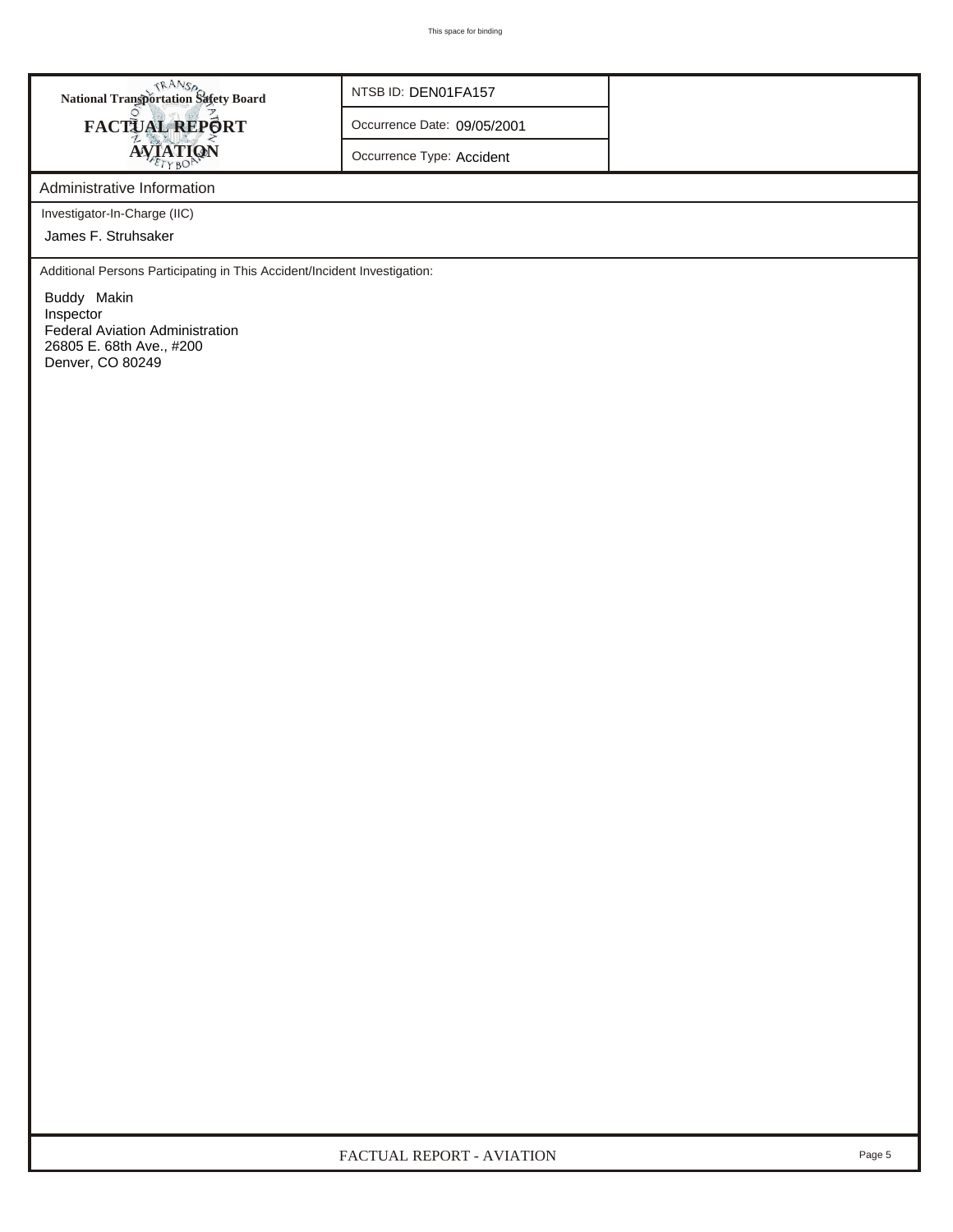This space for binding

**National Transportation Safety Board**

**FACTUAL REPORT**

**AVIATION**

| | |
|---|---|
| NTSB ID: DEN01FA157 | |
| Occurrence Date: 09/05/2001 | |
| Occurrence Type: Accident | |

## Administrative Information

Investigator-In-Charge (IIC)

James F. Struhsaker

Additional Persons Participating in This Accident/Incident Investigation:

Buddy Makin
Inspector
Federal Aviation Administration
26805 E. 68th Ave., #200
Denver, CO 80249